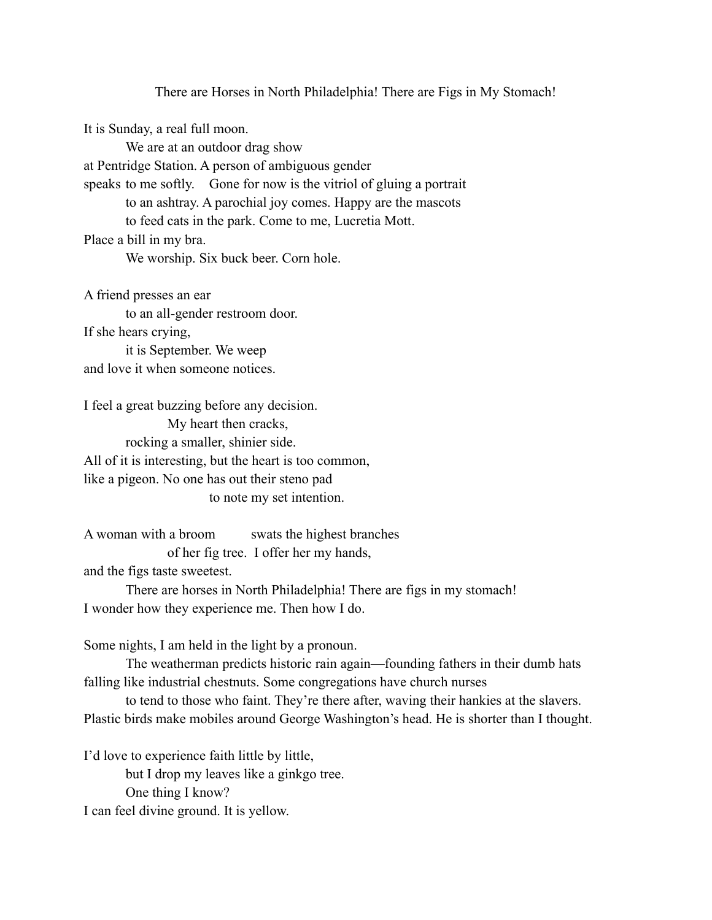# There are Horses in North Philadelphia! There are Figs in My Stomach!

It is Sunday, a real full moon.  
&emsp;&emsp;We are at an outdoor drag show  
at Pentridge Station. A person of ambiguous gender  
speaks to me softly.&emsp;Gone for now is the vitriol of gluing a portrait  
&emsp;&emsp;to an ashtray. A parochial joy comes. Happy are the mascots  
&emsp;&emsp;to feed cats in the park. Come to me, Lucretia Mott.  
Place a bill in my bra.  
&emsp;&emsp;We worship. Six buck beer. Corn hole.

A friend presses an ear  
&emsp;&emsp;to an all-gender restroom door.  
If she hears crying,  
&emsp;&emsp;it is September. We weep  
and love it when someone notices.

I feel a great buzzing before any decision.  
&emsp;&emsp;&emsp;&emsp;My heart then cracks,  
&emsp;&emsp;rocking a smaller, shinier side.  
All of it is interesting, but the heart is too common,  
like a pigeon. No one has out their steno pad  
&emsp;&emsp;&emsp;&emsp;&emsp;&emsp;to note my set intention.

A woman with a broom&emsp;&emsp;swats the highest branches  
&emsp;&emsp;&emsp;&emsp;of her fig tree.&emsp;I offer her my hands,  
and the figs taste sweetest.  
&emsp;&emsp;There are horses in North Philadelphia! There are figs in my stomach!  
I wonder how they experience me. Then how I do.

Some nights, I am held in the light by a pronoun.  
&emsp;&emsp;The weatherman predicts historic rain again—founding fathers in their dumb hats  
falling like industrial chestnuts. Some congregations have church nurses  
&emsp;&emsp;to tend to those who faint. They're there after, waving their hankies at the slavers.  
Plastic birds make mobiles around George Washington's head. He is shorter than I thought.

I'd love to experience faith little by little,  
&emsp;&emsp;but I drop my leaves like a ginkgo tree.  
&emsp;&emsp;One thing I know?  
I can feel divine ground. It is yellow.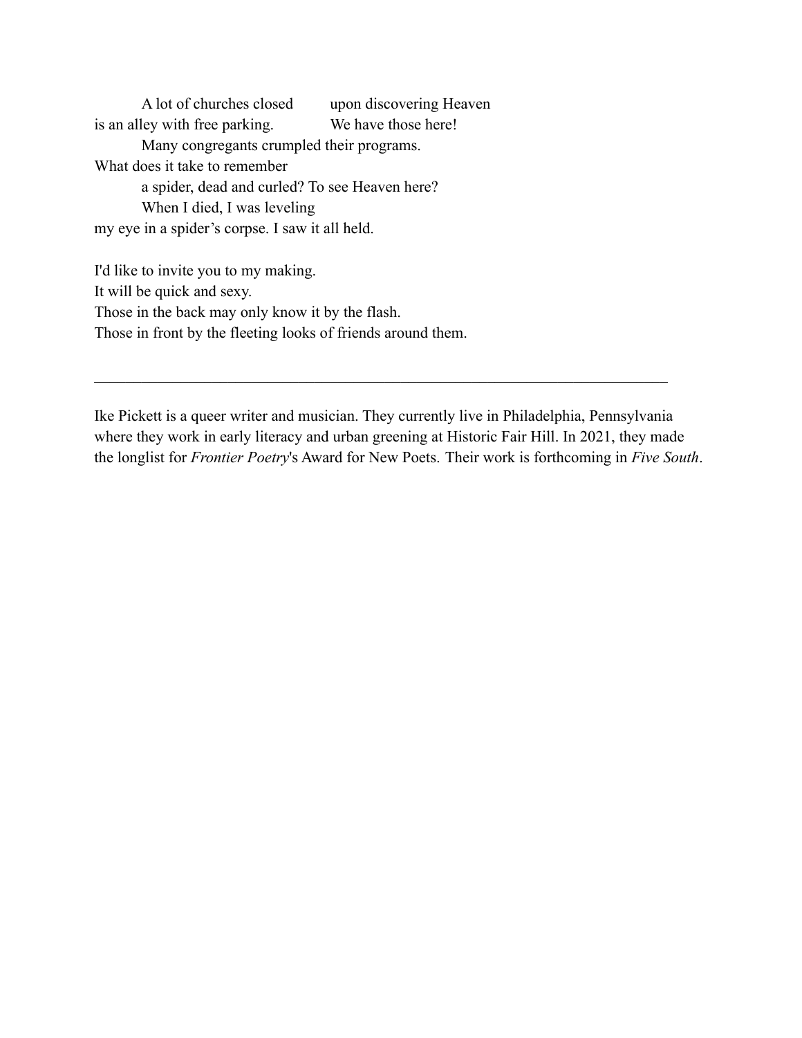A lot of churches closed      upon discovering Heaven
is an alley with free parking.      We have those here!
Many congregants crumpled their programs.
What does it take to remember
a spider, dead and curled? To see Heaven here?
When I died, I was leveling
my eye in a spider's corpse. I saw it all held.

I'd like to invite you to my making.
It will be quick and sexy.
Those in the back may only know it by the flash.
Those in front by the fleeting looks of friends around them.

---

Ike Pickett is a queer writer and musician. They currently live in Philadelphia, Pennsylvania where they work in early literacy and urban greening at Historic Fair Hill. In 2021, they made the longlist for *Frontier Poetry*'s Award for New Poets. Their work is forthcoming in *Five South*.